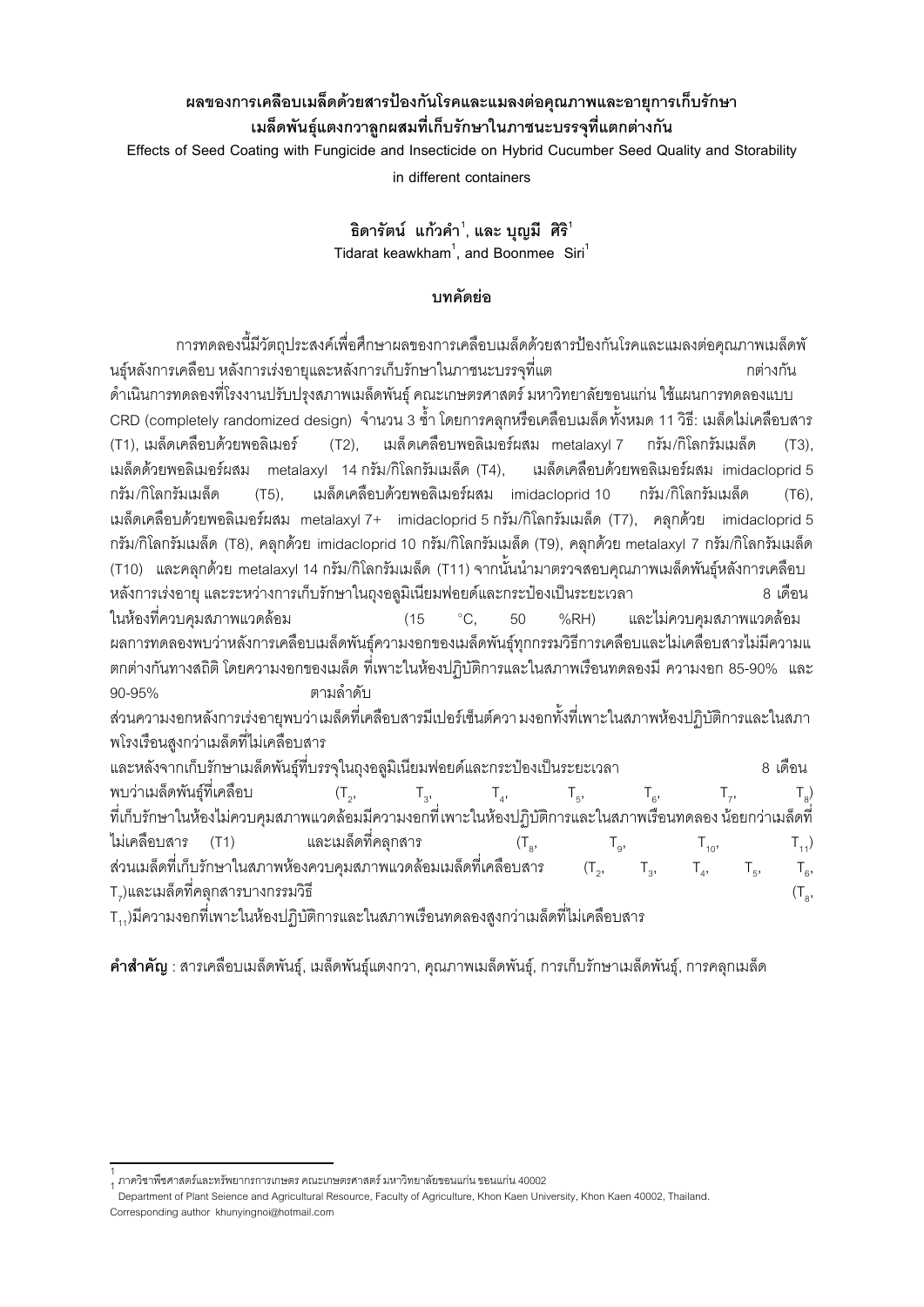# ผลของการเคลือบเมล็ดด้วยสารป้องกันโรคและแมลงต่อคุณภาพและอายุการเก็บรักษาเมล็ดพันธุ์แตงกวาลูกผสมที่เก็บรักษาในภาชนะบรรจุที่แตกต่างกัน

**Effects of Seed Coating with Fungicide and Insecticide on Hybrid Cucumber Seed Quality and Storability in different containers**

**ธิดารัตน์ แก้วคำ**[1]**, และ บุญมี ศิริ**[1]

Tidarat keawkham[1], and Boonmee Siri[1]

## บทคัดย่อ

การทดลองนี้มีวัตถุประสงค์เพื่อศึกษาผลของการเคลือบเมล็ดด้วยสารป้องกันโรคและแมลงต่อคุณภาพเมล็ดพันธุ์หลังการเคลือบ หลังการเร่งอายุและหลังการเก็บรักษาในภาชนะบรรจุที่แตกต่างกัน ดำเนินการทดลองที่โรงงานปรับปรุงสภาพเมล็ดพันธุ์ คณะเกษตรศาสตร์ มหาวิทยาลัยขอนแก่น ใช้แผนการทดลองแบบ CRD (completely randomized design) จำนวน 3 ซ้ำ โดยการคลุกหรือเคลือบเมล็ด ทั้งหมด 11 วิธี: เมล็ดไม่เคลือบสาร (T1), เมล็ดเคลือบด้วยพอลิเมอร์ (T2), เมล็ดเคลือบพอลิเมอร์ผสม metalaxyl 7 กรัม/กิโลกรัมเมล็ด (T3), เมล็ดด้วยพอลิเมอร์ผสม metalaxyl 14 กรัม/กิโลกรัมเมล็ด (T4), เมล็ดเคลือบด้วยพอลิเมอร์ผสม imidacloprid 5 กรัม/กิโลกรัมเมล็ด (T5), เมล็ดเคลือบด้วยพอลิเมอร์ผสม imidacloprid 10 กรัม/กิโลกรัมเมล็ด (T6), เมล็ดเคลือบด้วยพอลิเมอร์ผสม metalaxyl 7+ imidacloprid 5 กรัม/กิโลกรัมเมล็ด (T7), คลุกด้วย imidacloprid 5 กรัม/กิโลกรัมเมล็ด (T8), คลุกด้วย imidacloprid 10 กรัม/กิโลกรัมเมล็ด (T9), คลุกด้วย metalaxyl 7 กรัม/กิโลกรัมเมล็ด (T10) และคลุกด้วย metalaxyl 14 กรัม/กิโลกรัมเมล็ด (T11) จากนั้นนำมาตรวจสอบคุณภาพเมล็ดพันธุ์หลังการเคลือบ หลังการเร่งอายุ และระหว่างการเก็บรักษาในถุงอลูมิเนียมฟอยด์และกระป๋องเป็นระยะเวลา 8 เดือน ในห้องที่ควบคุมสภาพแวดล้อม (15 °C, 50 %RH) และไม่ควบคุมสภาพแวดล้อม ผลการทดลองพบว่าหลังการเคลือบเมล็ดพันธุ์ความงอกของเมล็ดพันธุ์ทุกกรรมวิธีการเคลือบและไม่เคลือบสารไม่มีความแตกต่างกันทางสถิติ โดยความงอกของเมล็ด ที่เพาะในห้องปฏิบัติการและในสภาพเรือนทดลองมี ความงอก 85-90% และ 90-95% ตามลำดับ ส่วนความงอกหลังการเร่งอายุพบว่าเมล็ดที่เคลือบสารมีเปอร์เซ็นต์ความงอกทั้งที่เพาะในสภาพห้องปฏิบัติการและในสภาพโรงเรือนสูงกว่าเมล็ดที่ไม่เคลือบสาร และหลังจากเก็บรักษาเมล็ดพันธุ์ที่บรรจุในถุงอลูมิเนียมฟอยด์และกระป๋องเป็นระยะเวลา 8 เดือน พบว่าเมล็ดพันธุ์ที่เคลือบ ($T_2$, $T_3$, $T_4$, $T_5$, $T_6$, $T_7$, $T_8$) ที่เก็บรักษาในห้องไม่ควบคุมสภาพแวดล้อมมีความงอกที่เพาะในห้องปฏิบัติการและในสภาพเรือนทดลอง น้อยกว่าเมล็ดที่ไม่เคลือบสาร (T1) และเมล็ดที่คลุกสาร ($T_8$, $T_9$, $T_{10}$, $T_{11}$) ส่วนเมล็ดที่เก็บรักษาในสภาพห้องควบคุมสภาพแวดล้อมเมล็ดที่เคลือบสาร ($T_2$, $T_3$, $T_4$, $T_5$, $T_6$, $T_7$)และเมล็ดที่คลุกสารบางกรรมวิธี ($T_8$, $T_{11}$)มีความงอกที่เพาะในห้องปฏิบัติการและในสภาพเรือนทดลองสูงกว่าเมล็ดที่ไม่เคลือบสาร

**คำสำคัญ** : สารเคลือบเมล็ดพันธุ์, เมล็ดพันธุ์แตงกวา, คุณภาพเมล็ดพันธุ์, การเก็บรักษาเมล็ดพันธุ์, การคลุกเมล็ด

---

[1] ภาควิชาพืชศาสตร์และทรัพยากรการเกษตร คณะเกษตรศาสตร์ มหาวิทยาลัยขอนแก่น ขอนแก่น 40002

[1] Department of Plant Seience and Agricultural Resource, Faculty of Agriculture, Khon Kaen University, Khon Kaen 40002, Thailand.

Corresponding author khunyingnoi@hotmail.com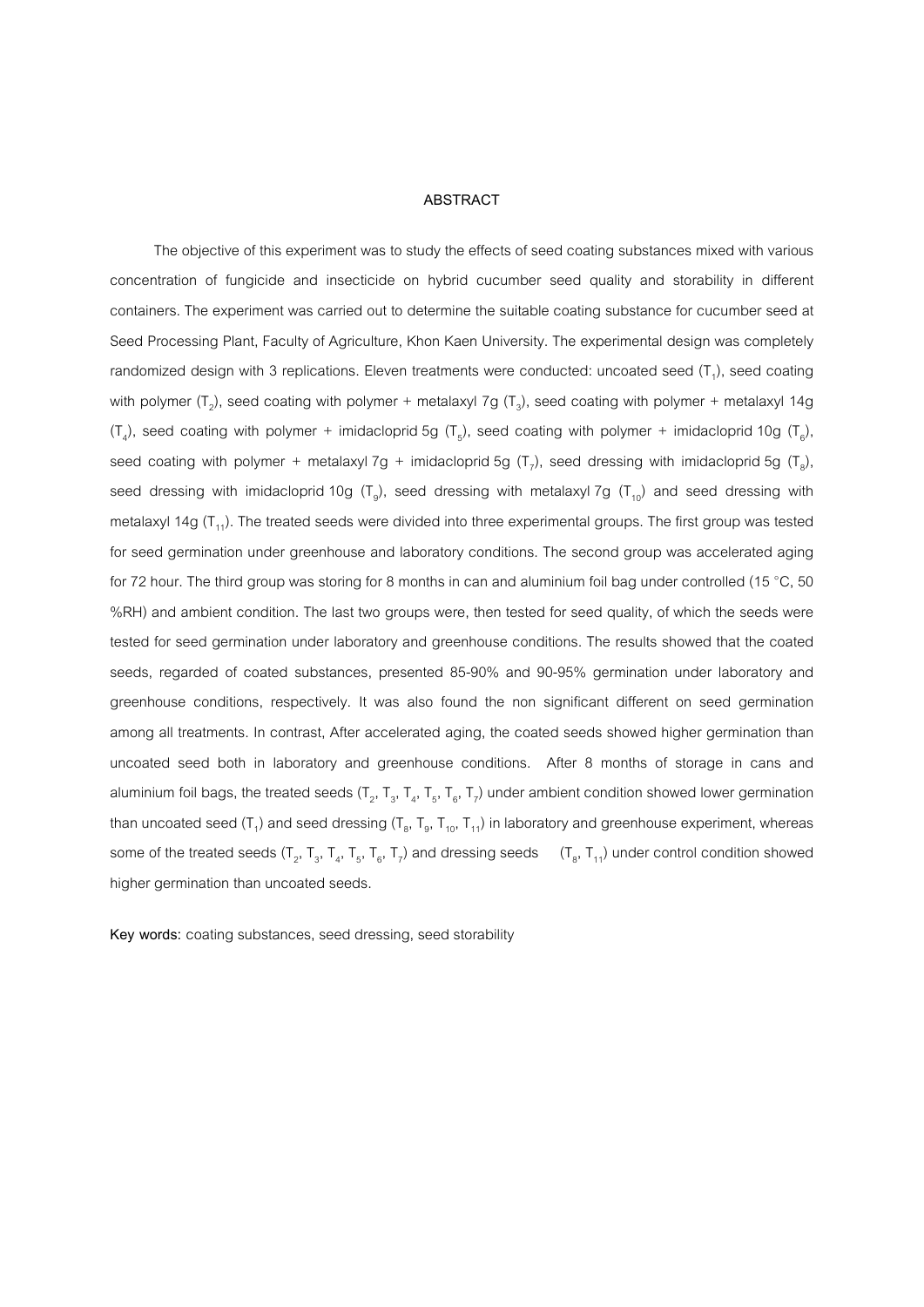## ABSTRACT

The objective of this experiment was to study the effects of seed coating substances mixed with various concentration of fungicide and insecticide on hybrid cucumber seed quality and storability in different containers. The experiment was carried out to determine the suitable coating substance for cucumber seed at Seed Processing Plant, Faculty of Agriculture, Khon Kaen University. The experimental design was completely randomized design with 3 replications. Eleven treatments were conducted: uncoated seed ($T_1$), seed coating with polymer ($T_2$), seed coating with polymer + metalaxyl 7g ($T_3$), seed coating with polymer + metalaxyl 14g ($T_4$), seed coating with polymer + imidacloprid 5g ($T_5$), seed coating with polymer + imidacloprid 10g ($T_6$), seed coating with polymer + metalaxyl 7g + imidacloprid 5g ($T_7$), seed dressing with imidacloprid 5g ($T_8$), seed dressing with imidacloprid 10g ($T_9$), seed dressing with metalaxyl 7g ($T_{10}$) and seed dressing with metalaxyl 14g ($T_{11}$). The treated seeds were divided into three experimental groups. The first group was tested for seed germination under greenhouse and laboratory conditions. The second group was accelerated aging for 72 hour. The third group was storing for 8 months in can and aluminium foil bag under controlled (15 °C, 50 %RH) and ambient condition. The last two groups were, then tested for seed quality, of which the seeds were tested for seed germination under laboratory and greenhouse conditions. The results showed that the coated seeds, regarded of coated substances, presented 85-90% and 90-95% germination under laboratory and greenhouse conditions, respectively. It was also found the non significant different on seed germination among all treatments. In contrast, After accelerated aging, the coated seeds showed higher germination than uncoated seed both in laboratory and greenhouse conditions. After 8 months of storage in cans and aluminium foil bags, the treated seeds ($T_2$, $T_3$, $T_4$, $T_5$, $T_6$, $T_7$) under ambient condition showed lower germination than uncoated seed ($T_1$) and seed dressing ($T_8$, $T_9$, $T_{10}$, $T_{11}$) in laboratory and greenhouse experiment, whereas some of the treated seeds ($T_2$, $T_3$, $T_4$, $T_5$, $T_6$, $T_7$) and dressing seeds ($T_8$, $T_{11}$) under control condition showed higher germination than uncoated seeds.

**Key words:** coating substances, seed dressing, seed storability